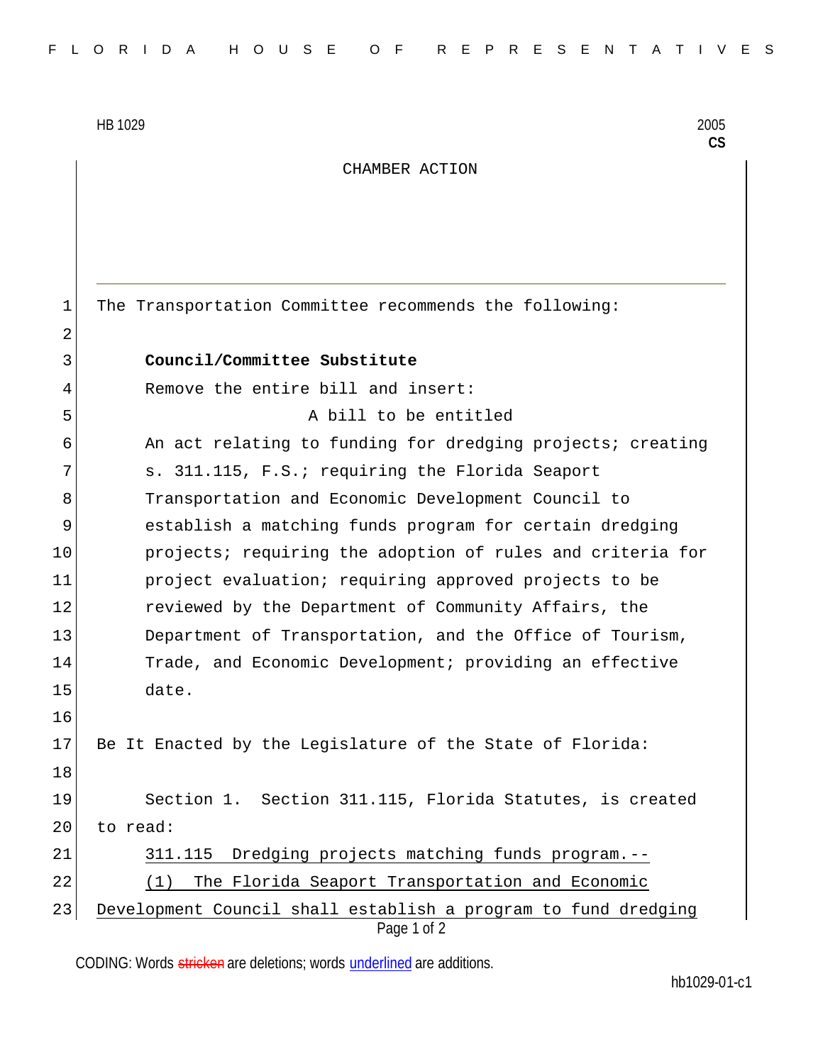HB 1029 2005
**CS**

CHAMBER ACTION

The Transportation Committee recommends the following:

**Council/Committee Substitute**

Remove the entire bill and insert:

A bill to be entitled

An act relating to funding for dredging projects; creating s. 311.115, F.S.; requiring the Florida Seaport Transportation and Economic Development Council to establish a matching funds program for certain dredging projects; requiring the adoption of rules and criteria for project evaluation; requiring approved projects to be reviewed by the Department of Community Affairs, the Department of Transportation, and the Office of Tourism, Trade, and Economic Development; providing an effective date.

Be It Enacted by the Legislature of the State of Florida:

Section 1. Section 311.115, Florida Statutes, is created to read:

311.115 Dredging projects matching funds program.--

(1) The Florida Seaport Transportation and Economic Development Council shall establish a program to fund dredging

CODING: Words stricken are deletions; words underlined are additions.

hb1029-01-c1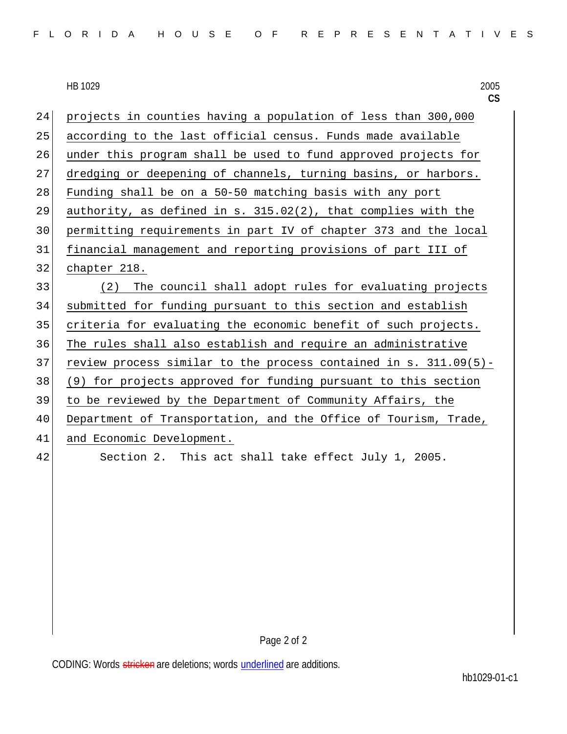24 projects in counties having a population of less than 300,000
25 according to the last official census. Funds made available
26 under this program shall be used to fund approved projects for
27 dredging or deepening of channels, turning basins, or harbors.
28 Funding shall be on a 50-50 matching basis with any port
29 authority, as defined in s. 315.02(2), that complies with the
30 permitting requirements in part IV of chapter 373 and the local
31 financial management and reporting provisions of part III of
32 chapter 218.

33 (2) The council shall adopt rules for evaluating projects
34 submitted for funding pursuant to this section and establish
35 criteria for evaluating the economic benefit of such projects.
36 The rules shall also establish and require an administrative
37 review process similar to the process contained in s. 311.09(5)-
38 (9) for projects approved for funding pursuant to this section
39 to be reviewed by the Department of Community Affairs, the
40 Department of Transportation, and the Office of Tourism, Trade,
41 and Economic Development.

42 Section 2. This act shall take effect July 1, 2005.

CODING: Words stricken are deletions; words underlined are additions.